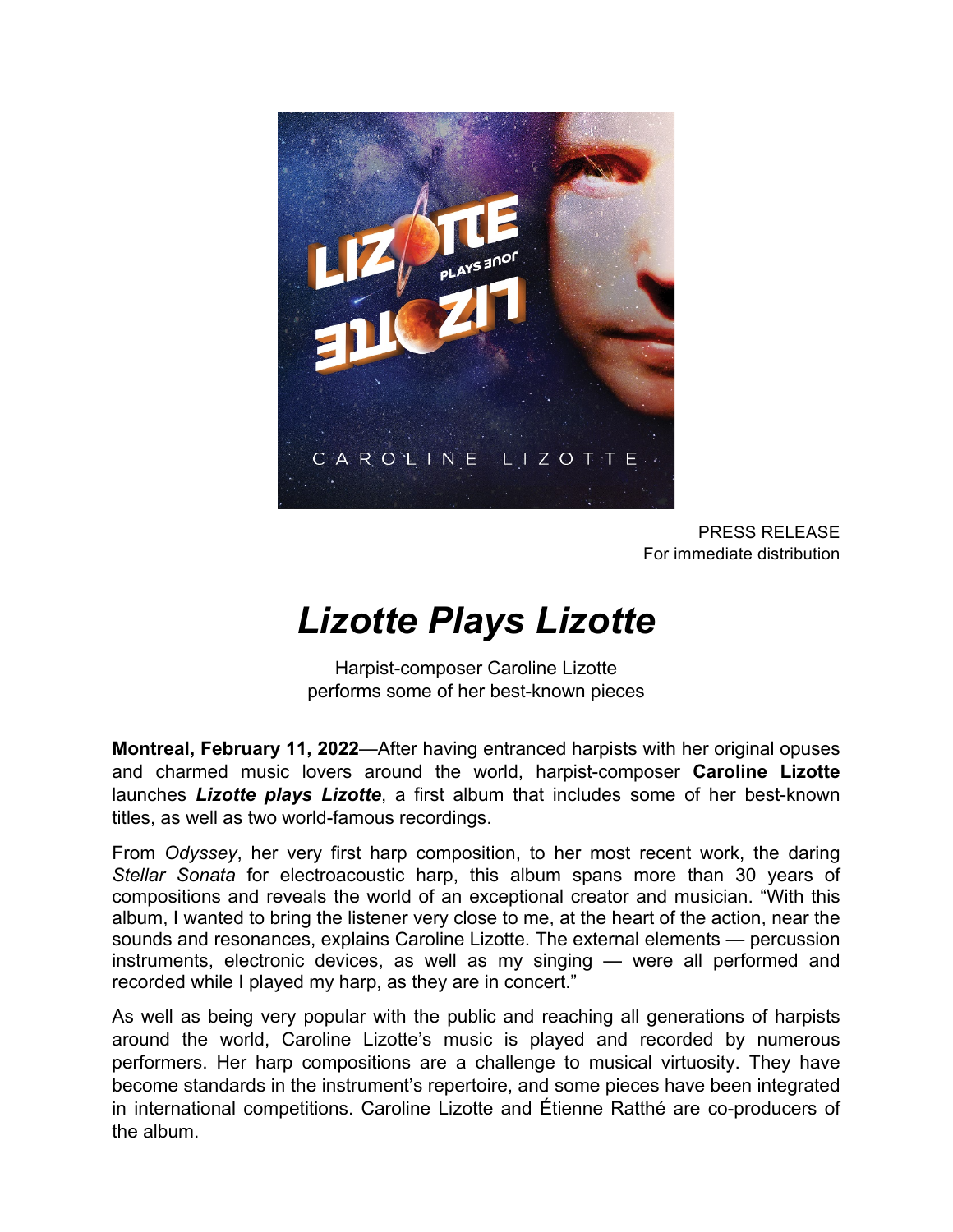PRESS RELEASE
For immediate distribution

# *Lizotte Plays Lizotte*

Harpist-composer Caroline Lizotte
performs some of her best-known pieces

**Montreal, February 11, 2022**—After having entranced harpists with her original opuses and charmed music lovers around the world, harpist-composer **Caroline Lizotte** launches ***Lizotte plays Lizotte***, a first album that includes some of her best-known titles, as well as two world-famous recordings.

From *Odyssey*, her very first harp composition, to her most recent work, the daring *Stellar Sonata* for electroacoustic harp, this album spans more than 30 years of compositions and reveals the world of an exceptional creator and musician. "With this album, I wanted to bring the listener very close to me, at the heart of the action, near the sounds and resonances, explains Caroline Lizotte. The external elements — percussion instruments, electronic devices, as well as my singing — were all performed and recorded while I played my harp, as they are in concert."

As well as being very popular with the public and reaching all generations of harpists around the world, Caroline Lizotte's music is played and recorded by numerous performers. Her harp compositions are a challenge to musical virtuosity. They have become standards in the instrument's repertoire, and some pieces have been integrated in international competitions. Caroline Lizotte and Étienne Ratthé are co-producers of the album.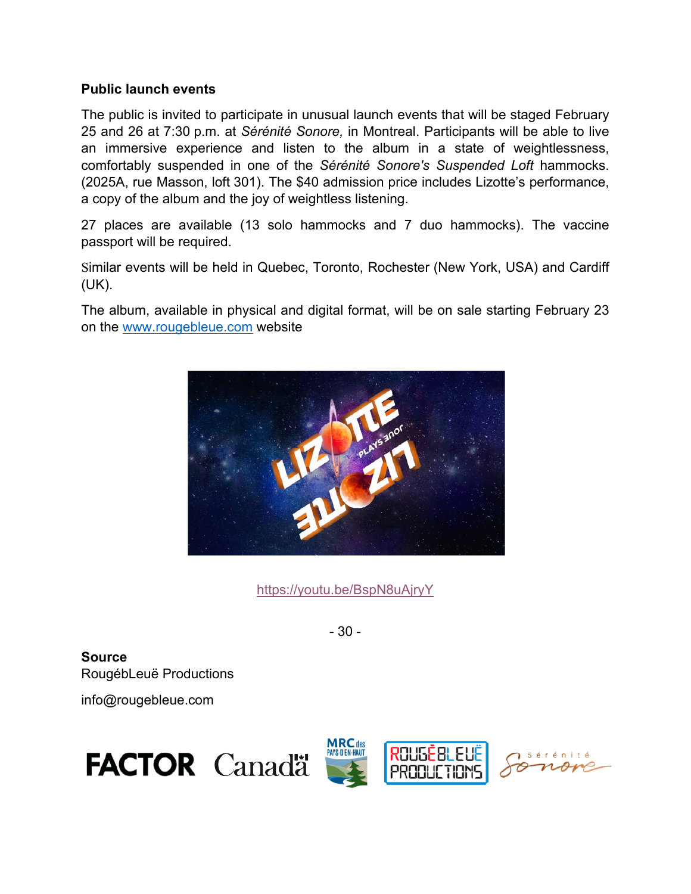**Public launch events**

The public is invited to participate in unusual launch events that will be staged February 25 and 26 at 7:30 p.m. at *Sérénité Sonore,* in Montreal. Participants will be able to live an immersive experience and listen to the album in a state of weightlessness, comfortably suspended in one of the *Sérénité Sonore's Suspended Loft* hammocks. (2025A, rue Masson, loft 301). The $40 admission price includes Lizotte's performance, a copy of the album and the joy of weightless listening.

27 places are available (13 solo hammocks and 7 duo hammocks). The vaccine passport will be required.

Similar events will be held in Quebec, Toronto, Rochester (New York, USA) and Cardiff (UK).

The album, available in physical and digital format, will be on sale starting February 23 on the [www.rougebleue.com](http://www.rougebleue.com) website

https://youtu.be/BspN8uAjryY

\- 30 -

**Source**
RougébLeuë Productions

info@rougebleue.com